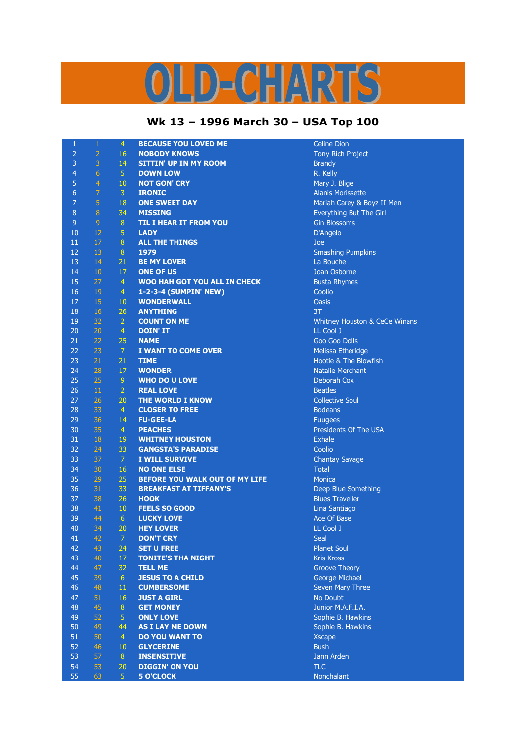# OLD-CHARTS

## Wk 13 – 1996 March 30 – USA Top 100

| | | | | |
|---|---|---|---|---|
| 1 | 1 | 4 | **BECAUSE YOU LOVED ME** | Celine Dion |
| 2 | 2 | 16 | **NOBODY KNOWS** | Tony Rich Project |
| 3 | 3 | 14 | **SITTIN' UP IN MY ROOM** | Brandy |
| 4 | 6 | 5 | **DOWN LOW** | R. Kelly |
| 5 | 4 | 10 | **NOT GON' CRY** | Mary J. Blige |
| 6 | 7 | 3 | **IRONIC** | Alanis Morissette |
| 7 | 5 | 18 | **ONE SWEET DAY** | Mariah Carey & Boyz II Men |
| 8 | 8 | 34 | **MISSING** | Everything But The Girl |
| 9 | 9 | 8 | **TIL I HEAR IT FROM YOU** | Gin Blossoms |
| 10 | 12 | 5 | **LADY** | D'Angelo |
| 11 | 17 | 8 | **ALL THE THINGS** | Joe |
| 12 | 13 | 8 | **1979** | Smashing Pumpkins |
| 13 | 14 | 21 | **BE MY LOVER** | La Bouche |
| 14 | 10 | 17 | **ONE OF US** | Joan Osborne |
| 15 | 27 | 4 | **WOO HAH GOT YOU ALL IN CHECK** | Busta Rhymes |
| 16 | 19 | 4 | **1-2-3-4 (SUMPIN' NEW)** | Coolio |
| 17 | 15 | 10 | **WONDERWALL** | Oasis |
| 18 | 16 | 26 | **ANYTHING** | 3T |
| 19 | 32 | 2 | **COUNT ON ME** | Whitney Houston & CeCe Winans |
| 20 | 20 | 4 | **DOIN' IT** | LL Cool J |
| 21 | 22 | 25 | **NAME** | Goo Goo Dolls |
| 22 | 23 | 7 | **I WANT TO COME OVER** | Melissa Etheridge |
| 23 | 21 | 21 | **TIME** | Hootie & The Blowfish |
| 24 | 28 | 17 | **WONDER** | Natalie Merchant |
| 25 | 25 | 9 | **WHO DO U LOVE** | Deborah Cox |
| 26 | 11 | 2 | **REAL LOVE** | Beatles |
| 27 | 26 | 20 | **THE WORLD I KNOW** | Collective Soul |
| 28 | 33 | 4 | **CLOSER TO FREE** | Bodeans |
| 29 | 36 | 14 | **FU-GEE-LA** | Fugees |
| 30 | 35 | 4 | **PEACHES** | Presidents Of The USA |
| 31 | 18 | 19 | **WHITNEY HOUSTON** | Exhale |
| 32 | 24 | 33 | **GANGSTA'S PARADISE** | Coolio |
| 33 | 37 | 7 | **I WILL SURVIVE** | Chantay Savage |
| 34 | 30 | 16 | **NO ONE ELSE** | Total |
| 35 | 29 | 25 | **BEFORE YOU WALK OUT OF MY LIFE** | Monica |
| 36 | 31 | 33 | **BREAKFAST AT TIFFANY'S** | Deep Blue Something |
| 37 | 38 | 26 | **HOOK** | Blues Traveller |
| 38 | 41 | 10 | **FEELS SO GOOD** | Lina Santiago |
| 39 | 44 | 6 | **LUCKY LOVE** | Ace Of Base |
| 40 | 34 | 20 | **HEY LOVER** | LL Cool J |
| 41 | 42 | 7 | **DON'T CRY** | Seal |
| 42 | 43 | 24 | **SET U FREE** | Planet Soul |
| 43 | 40 | 17 | **TONITE'S THA NIGHT** | Kris Kross |
| 44 | 47 | 32 | **TELL ME** | Groove Theory |
| 45 | 39 | 6 | **JESUS TO A CHILD** | George Michael |
| 46 | 48 | 11 | **CUMBERSOME** | Seven Mary Three |
| 47 | 51 | 16 | **JUST A GIRL** | No Doubt |
| 48 | 45 | 8 | **GET MONEY** | Junior M.A.F.I.A. |
| 49 | 52 | 5 | **ONLY LOVE** | Sophie B. Hawkins |
| 50 | 49 | 44 | **AS I LAY ME DOWN** | Sophie B. Hawkins |
| 51 | 50 | 4 | **DO YOU WANT TO** | Xscape |
| 52 | 46 | 10 | **GLYCERINE** | Bush |
| 53 | 57 | 8 | **INSENSITIVE** | Jann Arden |
| 54 | 53 | 20 | **DIGGIN' ON YOU** | TLC |
| 55 | 63 | 5 | **5 O'CLOCK** | Nonchalant |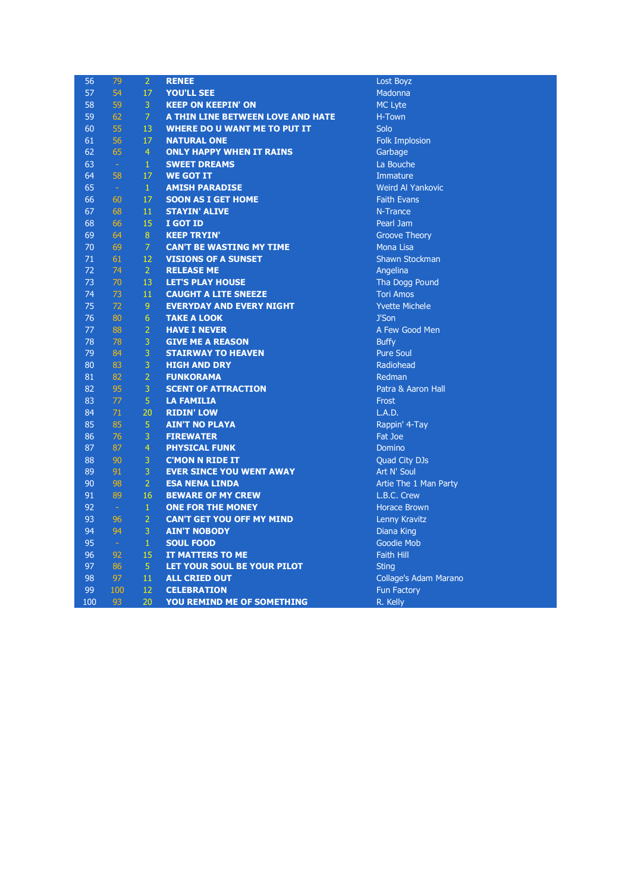| | | | | |
|---|---|---|---|---|
| 56 | 79 | 2 | **RENEE** | Lost Boyz |
| 57 | 54 | 17 | **YOU'LL SEE** | Madonna |
| 58 | 59 | 3 | **KEEP ON KEEPIN' ON** | MC Lyte |
| 59 | 62 | 7 | **A THIN LINE BETWEEN LOVE AND HATE** | H-Town |
| 60 | 55 | 13 | **WHERE DO U WANT ME TO PUT IT** | Solo |
| 61 | 56 | 17 | **NATURAL ONE** | Folk Implosion |
| 62 | 65 | 4 | **ONLY HAPPY WHEN IT RAINS** | Garbage |
| 63 | - | 1 | **SWEET DREAMS** | La Bouche |
| 64 | 58 | 17 | **WE GOT IT** | Immature |
| 65 | - | 1 | **AMISH PARADISE** | Weird Al Yankovic |
| 66 | 60 | 17 | **SOON AS I GET HOME** | Faith Evans |
| 67 | 68 | 11 | **STAYIN' ALIVE** | N-Trance |
| 68 | 66 | 15 | **I GOT ID** | Pearl Jam |
| 69 | 64 | 8 | **KEEP TRYIN'** | Groove Theory |
| 70 | 69 | 7 | **CAN'T BE WASTING MY TIME** | Mona Lisa |
| 71 | 61 | 12 | **VISIONS OF A SUNSET** | Shawn Stockman |
| 72 | 74 | 2 | **RELEASE ME** | Angelina |
| 73 | 70 | 13 | **LET'S PLAY HOUSE** | Tha Dogg Pound |
| 74 | 73 | 11 | **CAUGHT A LITE SNEEZE** | Tori Amos |
| 75 | 72 | 9 | **EVERYDAY AND EVERY NIGHT** | Yvette Michele |
| 76 | 80 | 6 | **TAKE A LOOK** | J'Son |
| 77 | 88 | 2 | **HAVE I NEVER** | A Few Good Men |
| 78 | 78 | 3 | **GIVE ME A REASON** | Buffy |
| 79 | 84 | 3 | **STAIRWAY TO HEAVEN** | Pure Soul |
| 80 | 83 | 3 | **HIGH AND DRY** | Radiohead |
| 81 | 82 | 2 | **FUNKORAMA** | Redman |
| 82 | 95 | 3 | **SCENT OF ATTRACTION** | Patra & Aaron Hall |
| 83 | 77 | 5 | **LA FAMILIA** | Frost |
| 84 | 71 | 20 | **RIDIN' LOW** | L.A.D. |
| 85 | 85 | 5 | **AIN'T NO PLAYA** | Rappin' 4-Tay |
| 86 | 76 | 3 | **FIREWATER** | Fat Joe |
| 87 | 87 | 4 | **PHYSICAL FUNK** | Domino |
| 88 | 90 | 3 | **C'MON N RIDE IT** | Quad City DJs |
| 89 | 91 | 3 | **EVER SINCE YOU WENT AWAY** | Art N' Soul |
| 90 | 98 | 2 | **ESA NENA LINDA** | Artie The 1 Man Party |
| 91 | 89 | 16 | **BEWARE OF MY CREW** | L.B.C. Crew |
| 92 | - | 1 | **ONE FOR THE MONEY** | Horace Brown |
| 93 | 96 | 2 | **CAN'T GET YOU OFF MY MIND** | Lenny Kravitz |
| 94 | 94 | 3 | **AIN'T NOBODY** | Diana King |
| 95 | - | 1 | **SOUL FOOD** | Goodie Mob |
| 96 | 92 | 15 | **IT MATTERS TO ME** | Faith Hill |
| 97 | 86 | 5 | **LET YOUR SOUL BE YOUR PILOT** | Sting |
| 98 | 97 | 11 | **ALL CRIED OUT** | Collage's Adam Marano |
| 99 | 100 | 12 | **CELEBRATION** | Fun Factory |
| 100 | 93 | 20 | **YOU REMIND ME OF SOMETHING** | R. Kelly |